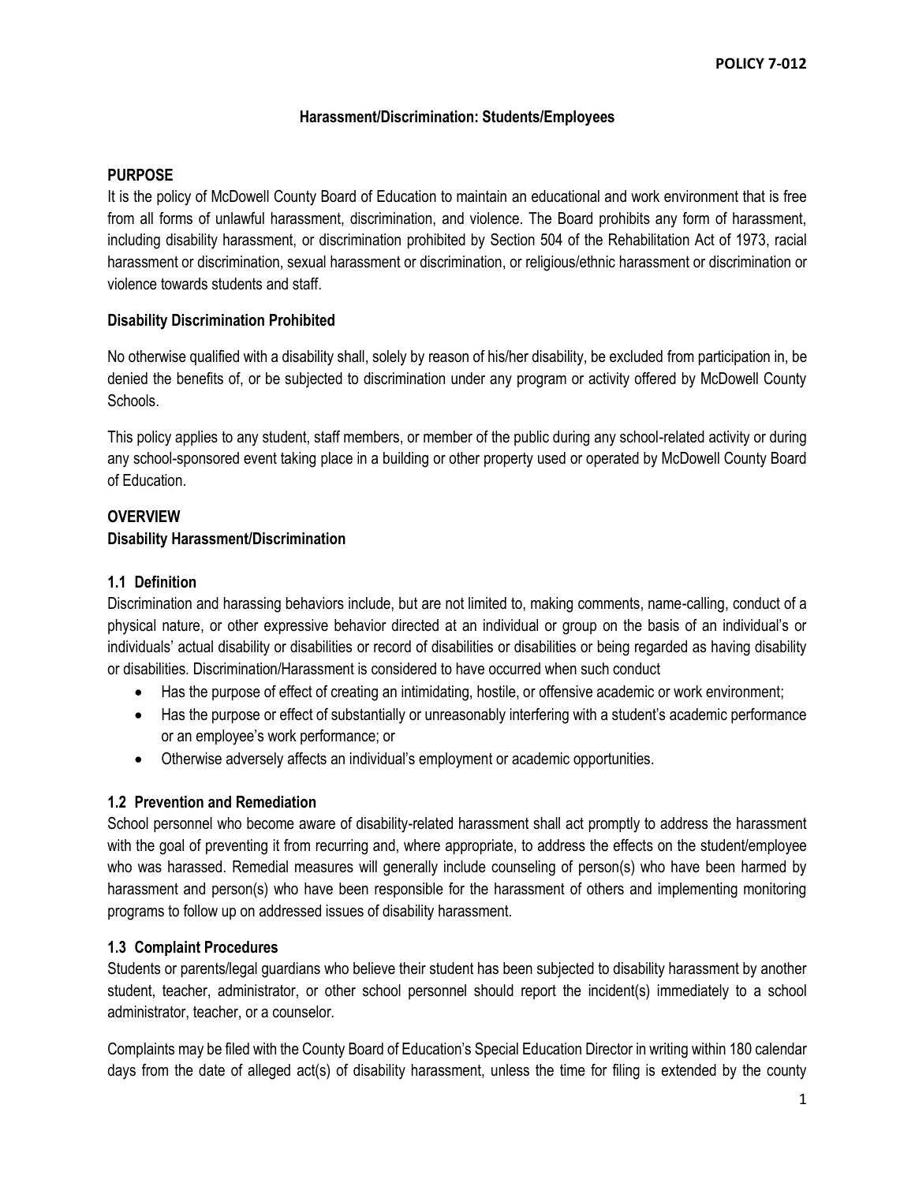POLICY 7-012

## Harassment/Discrimination: Students/Employees

### PURPOSE

It is the policy of McDowell County Board of Education to maintain an educational and work environment that is free from all forms of unlawful harassment, discrimination, and violence. The Board prohibits any form of harassment, including disability harassment, or discrimination prohibited by Section 504 of the Rehabilitation Act of 1973, racial harassment or discrimination, sexual harassment or discrimination, or religious/ethnic harassment or discrimination or violence towards students and staff.

### Disability Discrimination Prohibited

No otherwise qualified with a disability shall, solely by reason of his/her disability, be excluded from participation in, be denied the benefits of, or be subjected to discrimination under any program or activity offered by McDowell County Schools.

This policy applies to any student, staff members, or member of the public during any school-related activity or during any school-sponsored event taking place in a building or other property used or operated by McDowell County Board of Education.

### OVERVIEW

### Disability Harassment/Discrimination

#### 1.1 Definition

Discrimination and harassing behaviors include, but are not limited to, making comments, name-calling, conduct of a physical nature, or other expressive behavior directed at an individual or group on the basis of an individual's or individuals' actual disability or disabilities or record of disabilities or disabilities or being regarded as having disability or disabilities. Discrimination/Harassment is considered to have occurred when such conduct

- Has the purpose of effect of creating an intimidating, hostile, or offensive academic or work environment;
- Has the purpose or effect of substantially or unreasonably interfering with a student's academic performance or an employee's work performance; or
- Otherwise adversely affects an individual's employment or academic opportunities.

#### 1.2 Prevention and Remediation

School personnel who become aware of disability-related harassment shall act promptly to address the harassment with the goal of preventing it from recurring and, where appropriate, to address the effects on the student/employee who was harassed. Remedial measures will generally include counseling of person(s) who have been harmed by harassment and person(s) who have been responsible for the harassment of others and implementing monitoring programs to follow up on addressed issues of disability harassment.

#### 1.3 Complaint Procedures

Students or parents/legal guardians who believe their student has been subjected to disability harassment by another student, teacher, administrator, or other school personnel should report the incident(s) immediately to a school administrator, teacher, or a counselor.

Complaints may be filed with the County Board of Education's Special Education Director in writing within 180 calendar days from the date of alleged act(s) of disability harassment, unless the time for filing is extended by the county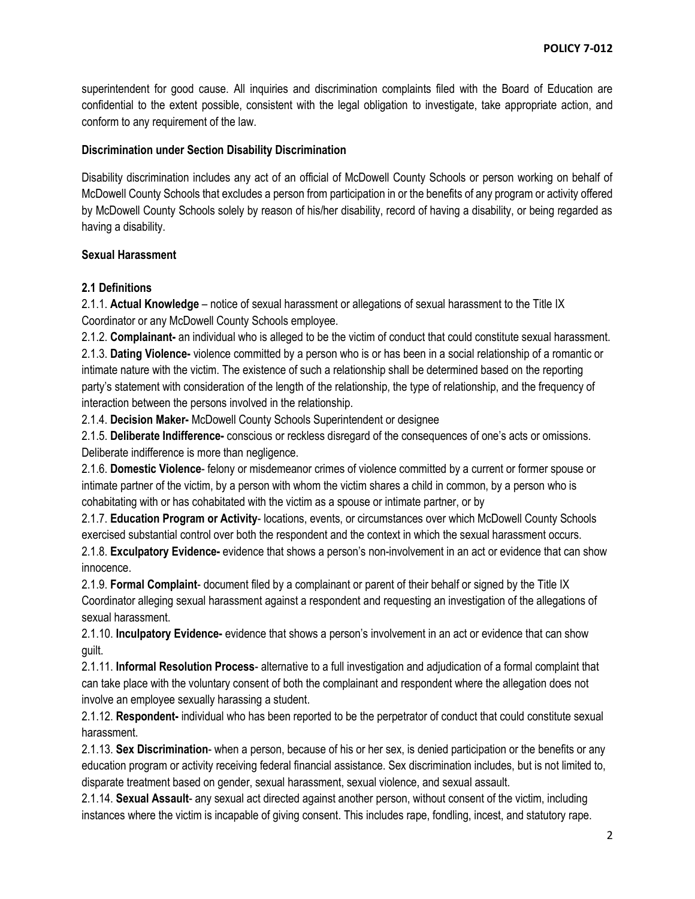superintendent for good cause. All inquiries and discrimination complaints filed with the Board of Education are confidential to the extent possible, consistent with the legal obligation to investigate, take appropriate action, and conform to any requirement of the law.

**Discrimination under Section Disability Discrimination**

Disability discrimination includes any act of an official of McDowell County Schools or person working on behalf of McDowell County Schools that excludes a person from participation in or the benefits of any program or activity offered by McDowell County Schools solely by reason of his/her disability, record of having a disability, or being regarded as having a disability.

**Sexual Harassment**

**2.1 Definitions**

2.1.1. **Actual Knowledge** – notice of sexual harassment or allegations of sexual harassment to the Title IX Coordinator or any McDowell County Schools employee.

2.1.2. **Complainant-** an individual who is alleged to be the victim of conduct that could constitute sexual harassment.

2.1.3. **Dating Violence-** violence committed by a person who is or has been in a social relationship of a romantic or intimate nature with the victim. The existence of such a relationship shall be determined based on the reporting party's statement with consideration of the length of the relationship, the type of relationship, and the frequency of interaction between the persons involved in the relationship.

2.1.4. **Decision Maker-** McDowell County Schools Superintendent or designee

2.1.5. **Deliberate Indifference-** conscious or reckless disregard of the consequences of one's acts or omissions. Deliberate indifference is more than negligence.

2.1.6. **Domestic Violence**- felony or misdemeanor crimes of violence committed by a current or former spouse or intimate partner of the victim, by a person with whom the victim shares a child in common, by a person who is cohabitating with or has cohabitated with the victim as a spouse or intimate partner, or by

2.1.7. **Education Program or Activity**- locations, events, or circumstances over which McDowell County Schools exercised substantial control over both the respondent and the context in which the sexual harassment occurs.

2.1.8. **Exculpatory Evidence-** evidence that shows a person's non-involvement in an act or evidence that can show innocence.

2.1.9. **Formal Complaint**- document filed by a complainant or parent of their behalf or signed by the Title IX Coordinator alleging sexual harassment against a respondent and requesting an investigation of the allegations of sexual harassment.

2.1.10. **Inculpatory Evidence-** evidence that shows a person's involvement in an act or evidence that can show guilt.

2.1.11. **Informal Resolution Process**- alternative to a full investigation and adjudication of a formal complaint that can take place with the voluntary consent of both the complainant and respondent where the allegation does not involve an employee sexually harassing a student.

2.1.12. **Respondent-** individual who has been reported to be the perpetrator of conduct that could constitute sexual harassment.

2.1.13. **Sex Discrimination**- when a person, because of his or her sex, is denied participation or the benefits or any education program or activity receiving federal financial assistance. Sex discrimination includes, but is not limited to, disparate treatment based on gender, sexual harassment, sexual violence, and sexual assault.

2.1.14. **Sexual Assault**- any sexual act directed against another person, without consent of the victim, including instances where the victim is incapable of giving consent. This includes rape, fondling, incest, and statutory rape.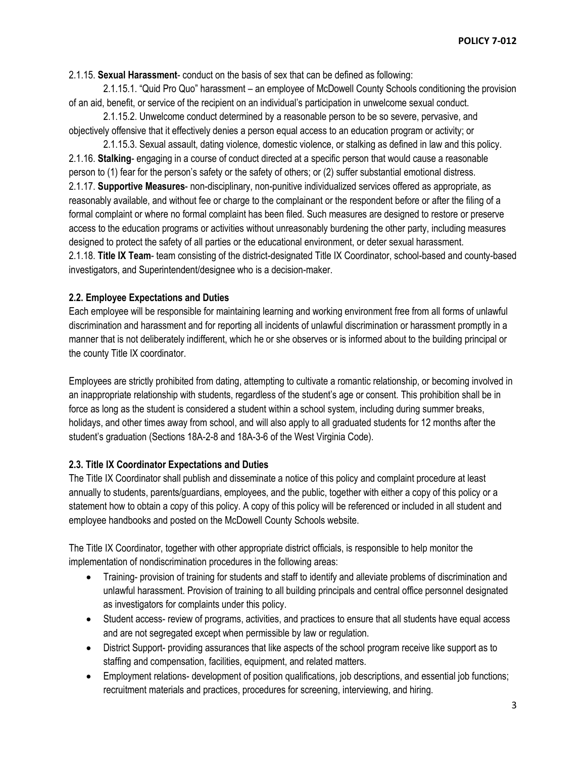2.1.15. **Sexual Harassment**- conduct on the basis of sex that can be defined as following:

2.1.15.1. "Quid Pro Quo" harassment – an employee of McDowell County Schools conditioning the provision of an aid, benefit, or service of the recipient on an individual's participation in unwelcome sexual conduct.

2.1.15.2. Unwelcome conduct determined by a reasonable person to be so severe, pervasive, and objectively offensive that it effectively denies a person equal access to an education program or activity; or

2.1.15.3. Sexual assault, dating violence, domestic violence, or stalking as defined in law and this policy.

2.1.16. **Stalking**- engaging in a course of conduct directed at a specific person that would cause a reasonable person to (1) fear for the person's safety or the safety of others; or (2) suffer substantial emotional distress.

2.1.17. **Supportive Measures**- non-disciplinary, non-punitive individualized services offered as appropriate, as reasonably available, and without fee or charge to the complainant or the respondent before or after the filing of a formal complaint or where no formal complaint has been filed. Such measures are designed to restore or preserve access to the education programs or activities without unreasonably burdening the other party, including measures designed to protect the safety of all parties or the educational environment, or deter sexual harassment.

2.1.18. **Title IX Team**- team consisting of the district-designated Title IX Coordinator, school-based and county-based investigators, and Superintendent/designee who is a decision-maker.

### 2.2. Employee Expectations and Duties

Each employee will be responsible for maintaining learning and working environment free from all forms of unlawful discrimination and harassment and for reporting all incidents of unlawful discrimination or harassment promptly in a manner that is not deliberately indifferent, which he or she observes or is informed about to the building principal or the county Title IX coordinator.

Employees are strictly prohibited from dating, attempting to cultivate a romantic relationship, or becoming involved in an inappropriate relationship with students, regardless of the student's age or consent. This prohibition shall be in force as long as the student is considered a student within a school system, including during summer breaks, holidays, and other times away from school, and will also apply to all graduated students for 12 months after the student's graduation (Sections 18A-2-8 and 18A-3-6 of the West Virginia Code).

### 2.3. Title IX Coordinator Expectations and Duties

The Title IX Coordinator shall publish and disseminate a notice of this policy and complaint procedure at least annually to students, parents/guardians, employees, and the public, together with either a copy of this policy or a statement how to obtain a copy of this policy. A copy of this policy will be referenced or included in all student and employee handbooks and posted on the McDowell County Schools website.

The Title IX Coordinator, together with other appropriate district officials, is responsible to help monitor the implementation of nondiscrimination procedures in the following areas:

- Training- provision of training for students and staff to identify and alleviate problems of discrimination and unlawful harassment. Provision of training to all building principals and central office personnel designated as investigators for complaints under this policy.
- Student access- review of programs, activities, and practices to ensure that all students have equal access and are not segregated except when permissible by law or regulation.
- District Support- providing assurances that like aspects of the school program receive like support as to staffing and compensation, facilities, equipment, and related matters.
- Employment relations- development of position qualifications, job descriptions, and essential job functions; recruitment materials and practices, procedures for screening, interviewing, and hiring.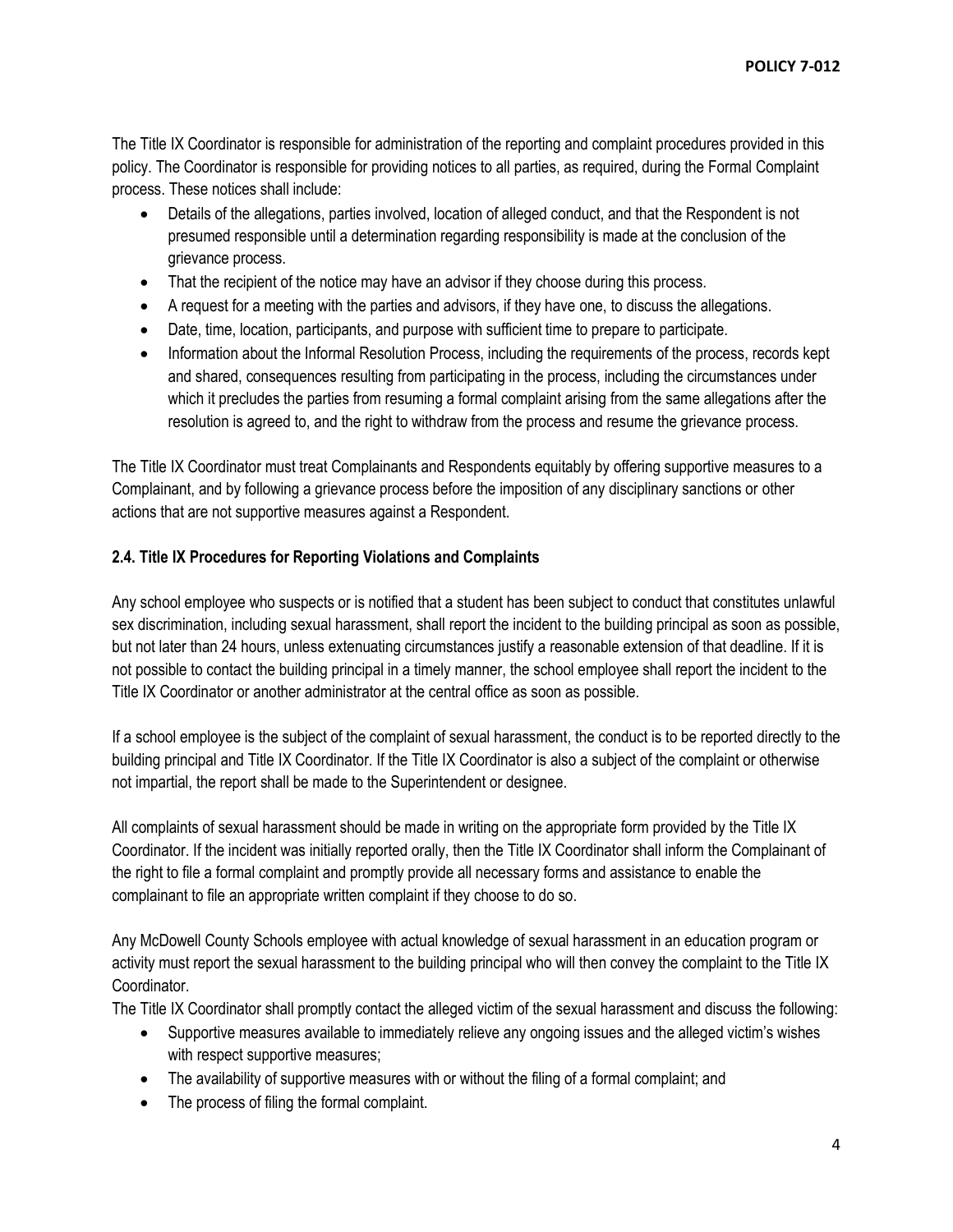The Title IX Coordinator is responsible for administration of the reporting and complaint procedures provided in this policy. The Coordinator is responsible for providing notices to all parties, as required, during the Formal Complaint process. These notices shall include:

- Details of the allegations, parties involved, location of alleged conduct, and that the Respondent is not presumed responsible until a determination regarding responsibility is made at the conclusion of the grievance process.
- That the recipient of the notice may have an advisor if they choose during this process.
- A request for a meeting with the parties and advisors, if they have one, to discuss the allegations.
- Date, time, location, participants, and purpose with sufficient time to prepare to participate.
- Information about the Informal Resolution Process, including the requirements of the process, records kept and shared, consequences resulting from participating in the process, including the circumstances under which it precludes the parties from resuming a formal complaint arising from the same allegations after the resolution is agreed to, and the right to withdraw from the process and resume the grievance process.

The Title IX Coordinator must treat Complainants and Respondents equitably by offering supportive measures to a Complainant, and by following a grievance process before the imposition of any disciplinary sanctions or other actions that are not supportive measures against a Respondent.

### 2.4. Title IX Procedures for Reporting Violations and Complaints

Any school employee who suspects or is notified that a student has been subject to conduct that constitutes unlawful sex discrimination, including sexual harassment, shall report the incident to the building principal as soon as possible, but not later than 24 hours, unless extenuating circumstances justify a reasonable extension of that deadline. If it is not possible to contact the building principal in a timely manner, the school employee shall report the incident to the Title IX Coordinator or another administrator at the central office as soon as possible.

If a school employee is the subject of the complaint of sexual harassment, the conduct is to be reported directly to the building principal and Title IX Coordinator. If the Title IX Coordinator is also a subject of the complaint or otherwise not impartial, the report shall be made to the Superintendent or designee.

All complaints of sexual harassment should be made in writing on the appropriate form provided by the Title IX Coordinator. If the incident was initially reported orally, then the Title IX Coordinator shall inform the Complainant of the right to file a formal complaint and promptly provide all necessary forms and assistance to enable the complainant to file an appropriate written complaint if they choose to do so.

Any McDowell County Schools employee with actual knowledge of sexual harassment in an education program or activity must report the sexual harassment to the building principal who will then convey the complaint to the Title IX Coordinator.

The Title IX Coordinator shall promptly contact the alleged victim of the sexual harassment and discuss the following:

- Supportive measures available to immediately relieve any ongoing issues and the alleged victim's wishes with respect supportive measures;
- The availability of supportive measures with or without the filing of a formal complaint; and
- The process of filing the formal complaint.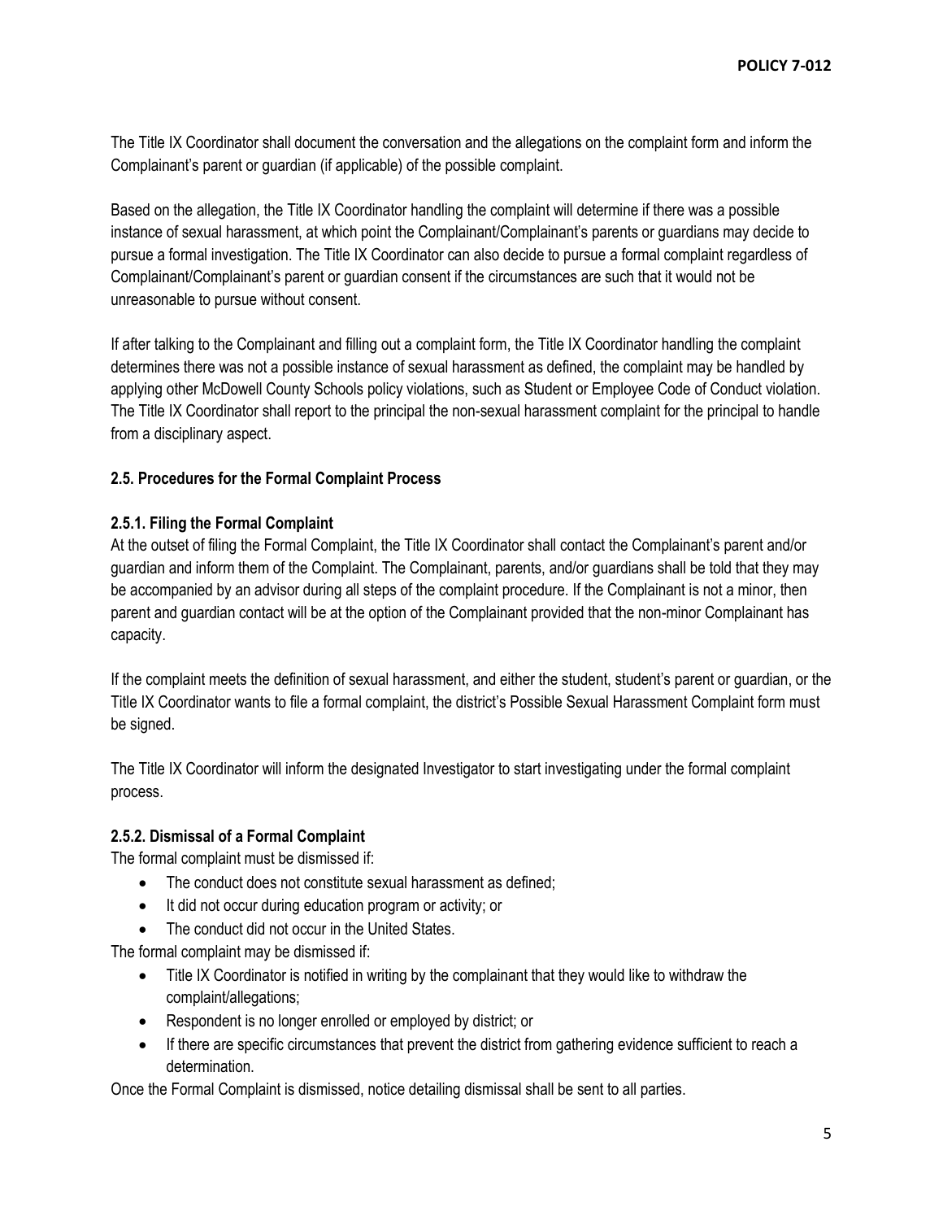The Title IX Coordinator shall document the conversation and the allegations on the complaint form and inform the Complainant's parent or guardian (if applicable) of the possible complaint.

Based on the allegation, the Title IX Coordinator handling the complaint will determine if there was a possible instance of sexual harassment, at which point the Complainant/Complainant's parents or guardians may decide to pursue a formal investigation. The Title IX Coordinator can also decide to pursue a formal complaint regardless of Complainant/Complainant's parent or guardian consent if the circumstances are such that it would not be unreasonable to pursue without consent.

If after talking to the Complainant and filling out a complaint form, the Title IX Coordinator handling the complaint determines there was not a possible instance of sexual harassment as defined, the complaint may be handled by applying other McDowell County Schools policy violations, such as Student or Employee Code of Conduct violation. The Title IX Coordinator shall report to the principal the non-sexual harassment complaint for the principal to handle from a disciplinary aspect.

### 2.5. Procedures for the Formal Complaint Process

#### 2.5.1. Filing the Formal Complaint

At the outset of filing the Formal Complaint, the Title IX Coordinator shall contact the Complainant's parent and/or guardian and inform them of the Complaint. The Complainant, parents, and/or guardians shall be told that they may be accompanied by an advisor during all steps of the complaint procedure. If the Complainant is not a minor, then parent and guardian contact will be at the option of the Complainant provided that the non-minor Complainant has capacity.

If the complaint meets the definition of sexual harassment, and either the student, student's parent or guardian, or the Title IX Coordinator wants to file a formal complaint, the district's Possible Sexual Harassment Complaint form must be signed.

The Title IX Coordinator will inform the designated Investigator to start investigating under the formal complaint process.

#### 2.5.2. Dismissal of a Formal Complaint

The formal complaint must be dismissed if:

- The conduct does not constitute sexual harassment as defined;
- It did not occur during education program or activity; or
- The conduct did not occur in the United States.

The formal complaint may be dismissed if:

- Title IX Coordinator is notified in writing by the complainant that they would like to withdraw the complaint/allegations;
- Respondent is no longer enrolled or employed by district; or
- If there are specific circumstances that prevent the district from gathering evidence sufficient to reach a determination.

Once the Formal Complaint is dismissed, notice detailing dismissal shall be sent to all parties.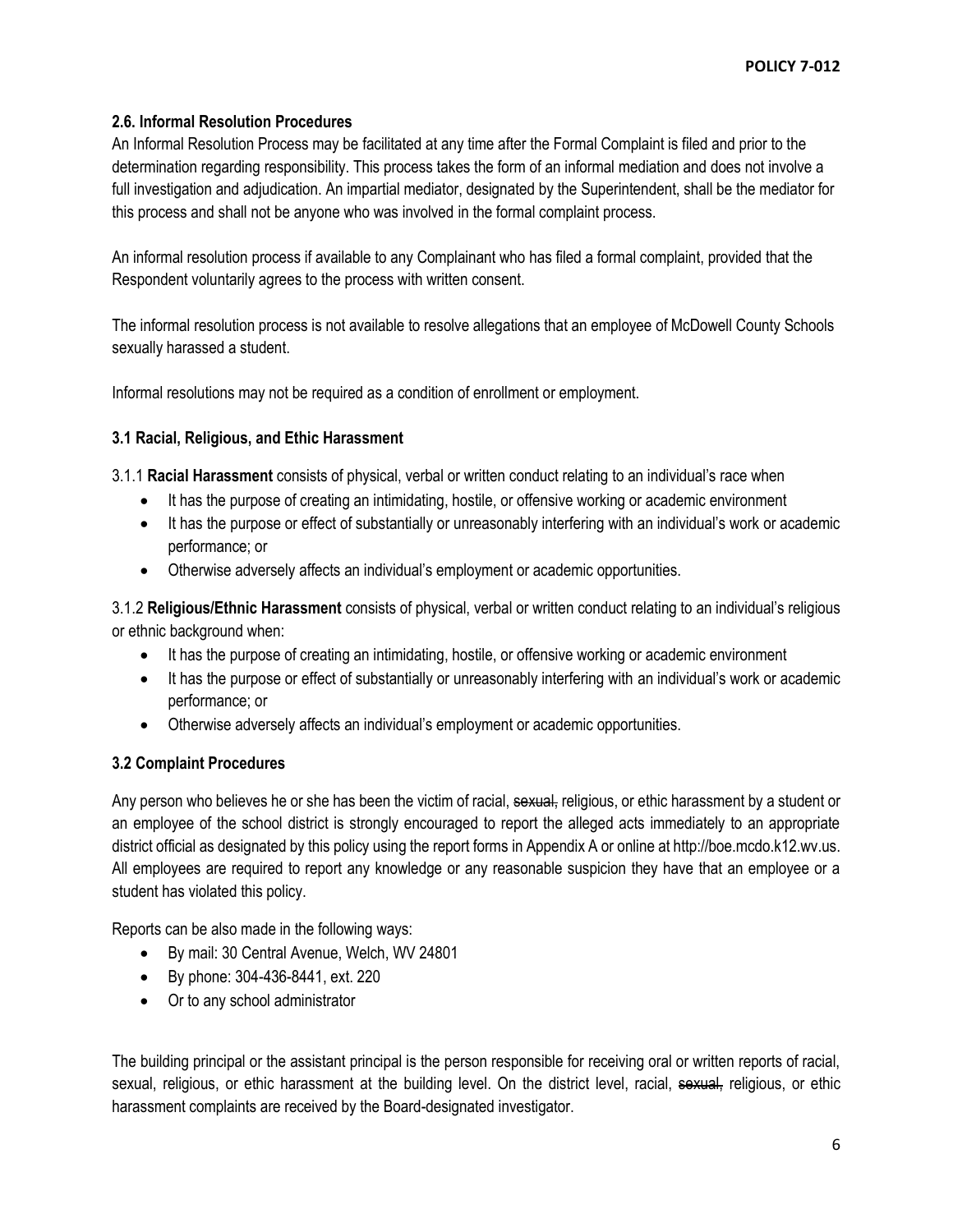### 2.6. Informal Resolution Procedures

An Informal Resolution Process may be facilitated at any time after the Formal Complaint is filed and prior to the determination regarding responsibility. This process takes the form of an informal mediation and does not involve a full investigation and adjudication. An impartial mediator, designated by the Superintendent, shall be the mediator for this process and shall not be anyone who was involved in the formal complaint process.

An informal resolution process if available to any Complainant who has filed a formal complaint, provided that the Respondent voluntarily agrees to the process with written consent.

The informal resolution process is not available to resolve allegations that an employee of McDowell County Schools sexually harassed a student.

Informal resolutions may not be required as a condition of enrollment or employment.

### 3.1 Racial, Religious, and Ethic Harassment

3.1.1 **Racial Harassment** consists of physical, verbal or written conduct relating to an individual's race when

- It has the purpose of creating an intimidating, hostile, or offensive working or academic environment
- It has the purpose or effect of substantially or unreasonably interfering with an individual's work or academic performance; or
- Otherwise adversely affects an individual's employment or academic opportunities.

3.1.2 **Religious/Ethnic Harassment** consists of physical, verbal or written conduct relating to an individual's religious or ethnic background when:

- It has the purpose of creating an intimidating, hostile, or offensive working or academic environment
- It has the purpose or effect of substantially or unreasonably interfering with an individual's work or academic performance; or
- Otherwise adversely affects an individual's employment or academic opportunities.

### 3.2 Complaint Procedures

Any person who believes he or she has been the victim of racial, ~~sexual,~~ religious, or ethic harassment by a student or an employee of the school district is strongly encouraged to report the alleged acts immediately to an appropriate district official as designated by this policy using the report forms in Appendix A or online at http://boe.mcdo.k12.wv.us. All employees are required to report any knowledge or any reasonable suspicion they have that an employee or a student has violated this policy.

Reports can be also made in the following ways:

- By mail: 30 Central Avenue, Welch, WV 24801
- By phone: 304-436-8441, ext. 220
- Or to any school administrator

The building principal or the assistant principal is the person responsible for receiving oral or written reports of racial, sexual, religious, or ethic harassment at the building level. On the district level, racial, ~~sexual,~~ religious, or ethic harassment complaints are received by the Board-designated investigator.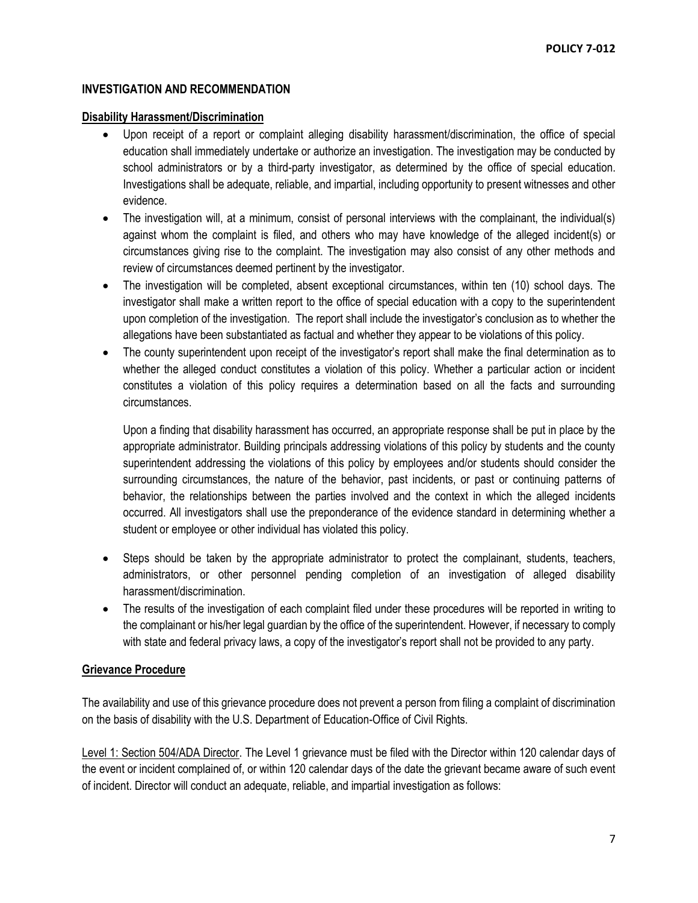## INVESTIGATION AND RECOMMENDATION

### Disability Harassment/Discrimination

- Upon receipt of a report or complaint alleging disability harassment/discrimination, the office of special education shall immediately undertake or authorize an investigation. The investigation may be conducted by school administrators or by a third-party investigator, as determined by the office of special education. Investigations shall be adequate, reliable, and impartial, including opportunity to present witnesses and other evidence.
- The investigation will, at a minimum, consist of personal interviews with the complainant, the individual(s) against whom the complaint is filed, and others who may have knowledge of the alleged incident(s) or circumstances giving rise to the complaint. The investigation may also consist of any other methods and review of circumstances deemed pertinent by the investigator.
- The investigation will be completed, absent exceptional circumstances, within ten (10) school days. The investigator shall make a written report to the office of special education with a copy to the superintendent upon completion of the investigation. The report shall include the investigator's conclusion as to whether the allegations have been substantiated as factual and whether they appear to be violations of this policy.
- The county superintendent upon receipt of the investigator's report shall make the final determination as to whether the alleged conduct constitutes a violation of this policy. Whether a particular action or incident constitutes a violation of this policy requires a determination based on all the facts and surrounding circumstances.

  Upon a finding that disability harassment has occurred, an appropriate response shall be put in place by the appropriate administrator. Building principals addressing violations of this policy by students and the county superintendent addressing the violations of this policy by employees and/or students should consider the surrounding circumstances, the nature of the behavior, past incidents, or past or continuing patterns of behavior, the relationships between the parties involved and the context in which the alleged incidents occurred. All investigators shall use the preponderance of the evidence standard in determining whether a student or employee or other individual has violated this policy.

- Steps should be taken by the appropriate administrator to protect the complainant, students, teachers, administrators, or other personnel pending completion of an investigation of alleged disability harassment/discrimination.
- The results of the investigation of each complaint filed under these procedures will be reported in writing to the complainant or his/her legal guardian by the office of the superintendent. However, if necessary to comply with state and federal privacy laws, a copy of the investigator's report shall not be provided to any party.

### Grievance Procedure

The availability and use of this grievance procedure does not prevent a person from filing a complaint of discrimination on the basis of disability with the U.S. Department of Education-Office of Civil Rights.

Level 1: Section 504/ADA Director. The Level 1 grievance must be filed with the Director within 120 calendar days of the event or incident complained of, or within 120 calendar days of the date the grievant became aware of such event of incident. Director will conduct an adequate, reliable, and impartial investigation as follows: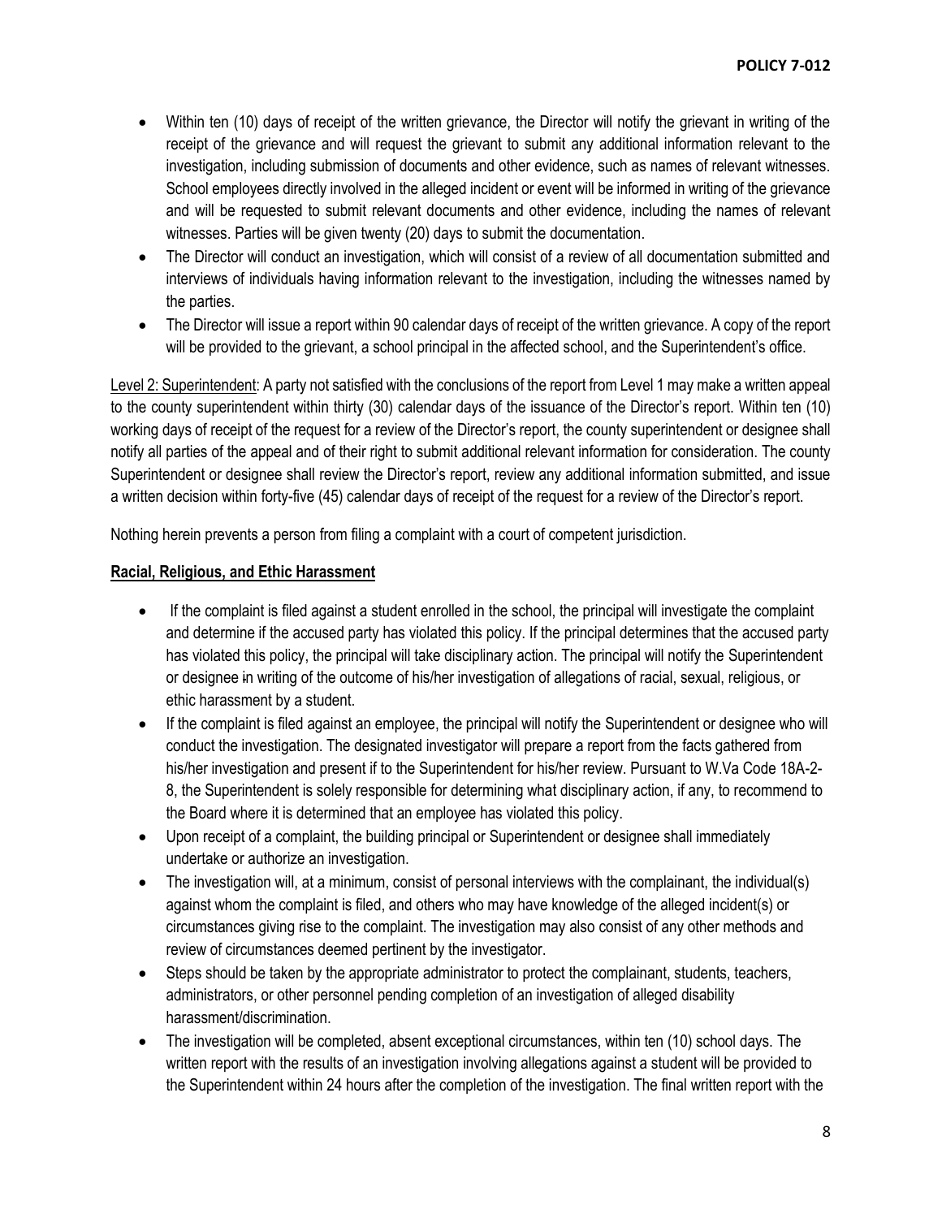- Within ten (10) days of receipt of the written grievance, the Director will notify the grievant in writing of the receipt of the grievance and will request the grievant to submit any additional information relevant to the investigation, including submission of documents and other evidence, such as names of relevant witnesses. School employees directly involved in the alleged incident or event will be informed in writing of the grievance and will be requested to submit relevant documents and other evidence, including the names of relevant witnesses. Parties will be given twenty (20) days to submit the documentation.
- The Director will conduct an investigation, which will consist of a review of all documentation submitted and interviews of individuals having information relevant to the investigation, including the witnesses named by the parties.
- The Director will issue a report within 90 calendar days of receipt of the written grievance. A copy of the report will be provided to the grievant, a school principal in the affected school, and the Superintendent's office.

Level 2: Superintendent: A party not satisfied with the conclusions of the report from Level 1 may make a written appeal to the county superintendent within thirty (30) calendar days of the issuance of the Director's report. Within ten (10) working days of receipt of the request for a review of the Director's report, the county superintendent or designee shall notify all parties of the appeal and of their right to submit additional relevant information for consideration. The county Superintendent or designee shall review the Director's report, review any additional information submitted, and issue a written decision within forty-five (45) calendar days of receipt of the request for a review of the Director's report.

Nothing herein prevents a person from filing a complaint with a court of competent jurisdiction.

**Racial, Religious, and Ethic Harassment**

- If the complaint is filed against a student enrolled in the school, the principal will investigate the complaint and determine if the accused party has violated this policy. If the principal determines that the accused party has violated this policy, the principal will take disciplinary action. The principal will notify the Superintendent or designee in writing of the outcome of his/her investigation of allegations of racial, sexual, religious, or ethic harassment by a student.
- If the complaint is filed against an employee, the principal will notify the Superintendent or designee who will conduct the investigation. The designated investigator will prepare a report from the facts gathered from his/her investigation and present if to the Superintendent for his/her review. Pursuant to W.Va Code 18A-2-8, the Superintendent is solely responsible for determining what disciplinary action, if any, to recommend to the Board where it is determined that an employee has violated this policy.
- Upon receipt of a complaint, the building principal or Superintendent or designee shall immediately undertake or authorize an investigation.
- The investigation will, at a minimum, consist of personal interviews with the complainant, the individual(s) against whom the complaint is filed, and others who may have knowledge of the alleged incident(s) or circumstances giving rise to the complaint. The investigation may also consist of any other methods and review of circumstances deemed pertinent by the investigator.
- Steps should be taken by the appropriate administrator to protect the complainant, students, teachers, administrators, or other personnel pending completion of an investigation of alleged disability harassment/discrimination.
- The investigation will be completed, absent exceptional circumstances, within ten (10) school days. The written report with the results of an investigation involving allegations against a student will be provided to the Superintendent within 24 hours after the completion of the investigation. The final written report with the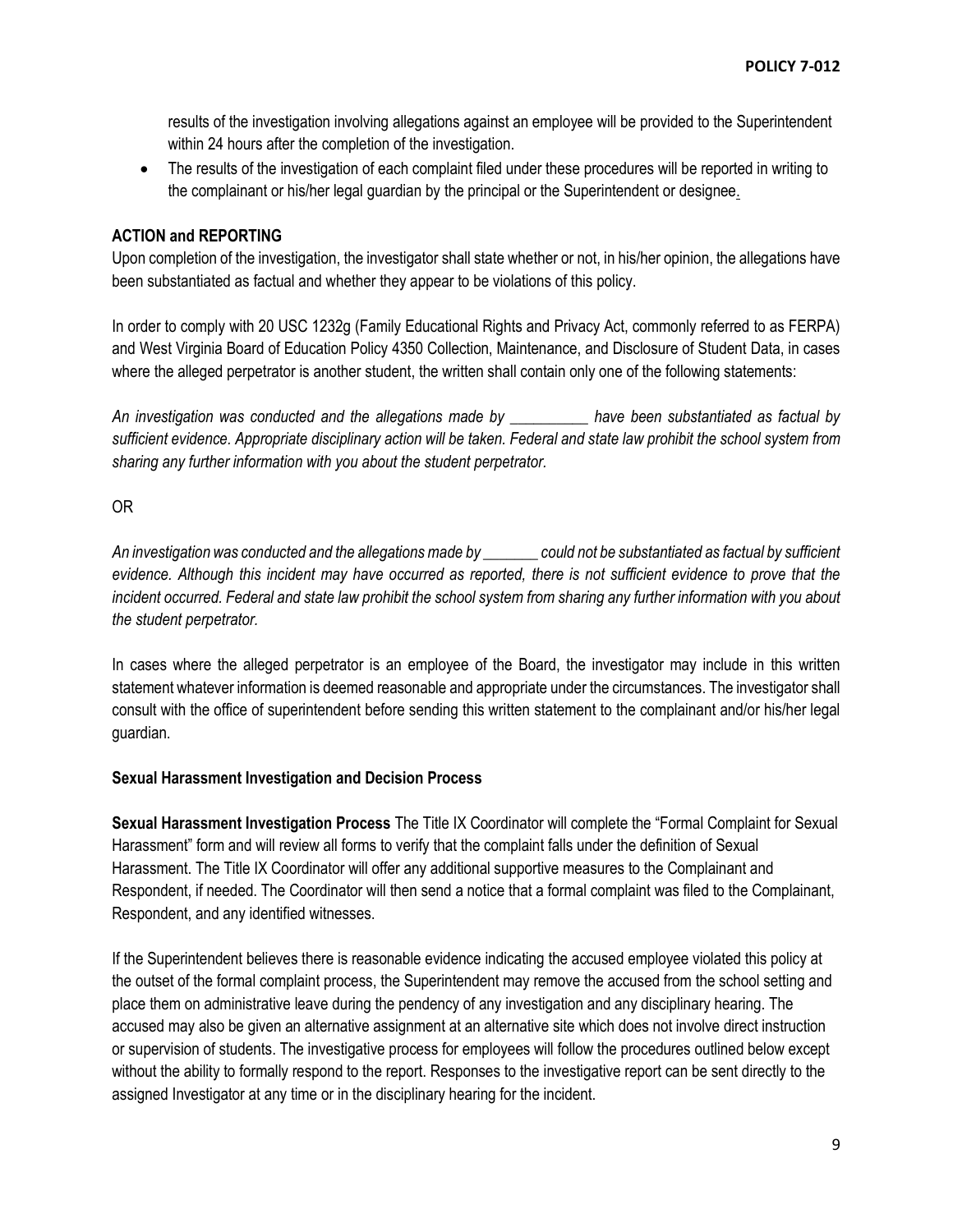results of the investigation involving allegations against an employee will be provided to the Superintendent within 24 hours after the completion of the investigation.

- The results of the investigation of each complaint filed under these procedures will be reported in writing to the complainant or his/her legal guardian by the principal or the Superintendent or designee.

**ACTION and REPORTING**

Upon completion of the investigation, the investigator shall state whether or not, in his/her opinion, the allegations have been substantiated as factual and whether they appear to be violations of this policy.

In order to comply with 20 USC 1232g (Family Educational Rights and Privacy Act, commonly referred to as FERPA) and West Virginia Board of Education Policy 4350 Collection, Maintenance, and Disclosure of Student Data, in cases where the alleged perpetrator is another student, the written shall contain only one of the following statements:

*An investigation was conducted and the allegations made by __________ have been substantiated as factual by sufficient evidence. Appropriate disciplinary action will be taken. Federal and state law prohibit the school system from sharing any further information with you about the student perpetrator.*

OR

*An investigation was conducted and the allegations made by _______ could not be substantiated as factual by sufficient evidence. Although this incident may have occurred as reported, there is not sufficient evidence to prove that the incident occurred. Federal and state law prohibit the school system from sharing any further information with you about the student perpetrator.*

In cases where the alleged perpetrator is an employee of the Board, the investigator may include in this written statement whatever information is deemed reasonable and appropriate under the circumstances. The investigator shall consult with the office of superintendent before sending this written statement to the complainant and/or his/her legal guardian.

**Sexual Harassment Investigation and Decision Process**

**Sexual Harassment Investigation Process** The Title IX Coordinator will complete the "Formal Complaint for Sexual Harassment" form and will review all forms to verify that the complaint falls under the definition of Sexual Harassment. The Title IX Coordinator will offer any additional supportive measures to the Complainant and Respondent, if needed. The Coordinator will then send a notice that a formal complaint was filed to the Complainant, Respondent, and any identified witnesses.

If the Superintendent believes there is reasonable evidence indicating the accused employee violated this policy at the outset of the formal complaint process, the Superintendent may remove the accused from the school setting and place them on administrative leave during the pendency of any investigation and any disciplinary hearing. The accused may also be given an alternative assignment at an alternative site which does not involve direct instruction or supervision of students. The investigative process for employees will follow the procedures outlined below except without the ability to formally respond to the report. Responses to the investigative report can be sent directly to the assigned Investigator at any time or in the disciplinary hearing for the incident.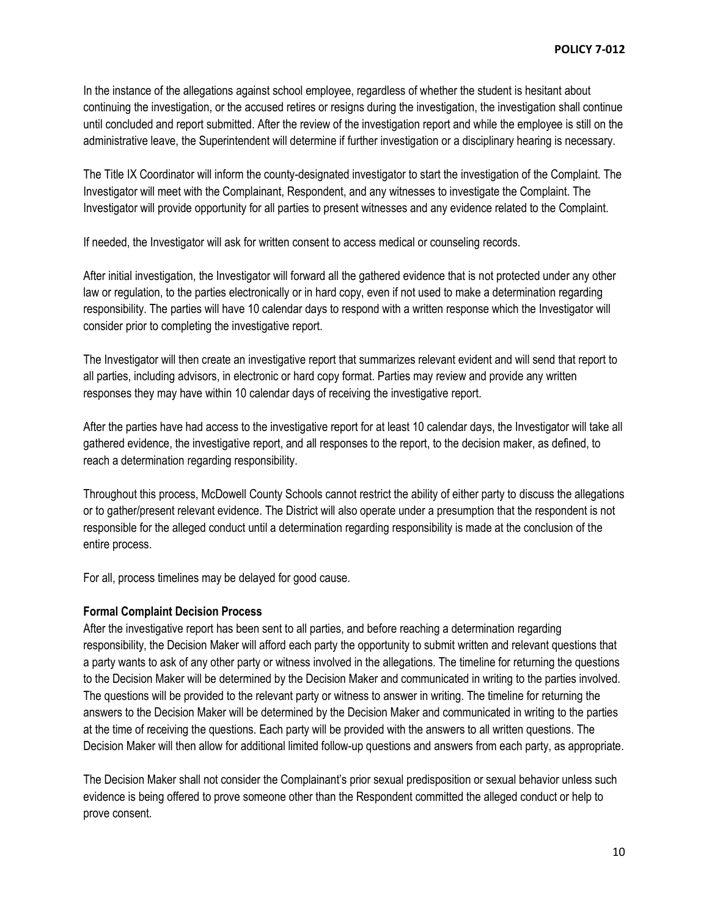In the instance of the allegations against school employee, regardless of whether the student is hesitant about continuing the investigation, or the accused retires or resigns during the investigation, the investigation shall continue until concluded and report submitted. After the review of the investigation report and while the employee is still on the administrative leave, the Superintendent will determine if further investigation or a disciplinary hearing is necessary.

The Title IX Coordinator will inform the county-designated investigator to start the investigation of the Complaint. The Investigator will meet with the Complainant, Respondent, and any witnesses to investigate the Complaint. The Investigator will provide opportunity for all parties to present witnesses and any evidence related to the Complaint.

If needed, the Investigator will ask for written consent to access medical or counseling records.

After initial investigation, the Investigator will forward all the gathered evidence that is not protected under any other law or regulation, to the parties electronically or in hard copy, even if not used to make a determination regarding responsibility. The parties will have 10 calendar days to respond with a written response which the Investigator will consider prior to completing the investigative report.

The Investigator will then create an investigative report that summarizes relevant evident and will send that report to all parties, including advisors, in electronic or hard copy format. Parties may review and provide any written responses they may have within 10 calendar days of receiving the investigative report.

After the parties have had access to the investigative report for at least 10 calendar days, the Investigator will take all gathered evidence, the investigative report, and all responses to the report, to the decision maker, as defined, to reach a determination regarding responsibility.

Throughout this process, McDowell County Schools cannot restrict the ability of either party to discuss the allegations or to gather/present relevant evidence. The District will also operate under a presumption that the respondent is not responsible for the alleged conduct until a determination regarding responsibility is made at the conclusion of the entire process.

For all, process timelines may be delayed for good cause.

**Formal Complaint Decision Process**

After the investigative report has been sent to all parties, and before reaching a determination regarding responsibility, the Decision Maker will afford each party the opportunity to submit written and relevant questions that a party wants to ask of any other party or witness involved in the allegations. The timeline for returning the questions to the Decision Maker will be determined by the Decision Maker and communicated in writing to the parties involved. The questions will be provided to the relevant party or witness to answer in writing. The timeline for returning the answers to the Decision Maker will be determined by the Decision Maker and communicated in writing to the parties at the time of receiving the questions. Each party will be provided with the answers to all written questions. The Decision Maker will then allow for additional limited follow-up questions and answers from each party, as appropriate.

The Decision Maker shall not consider the Complainant's prior sexual predisposition or sexual behavior unless such evidence is being offered to prove someone other than the Respondent committed the alleged conduct or help to prove consent.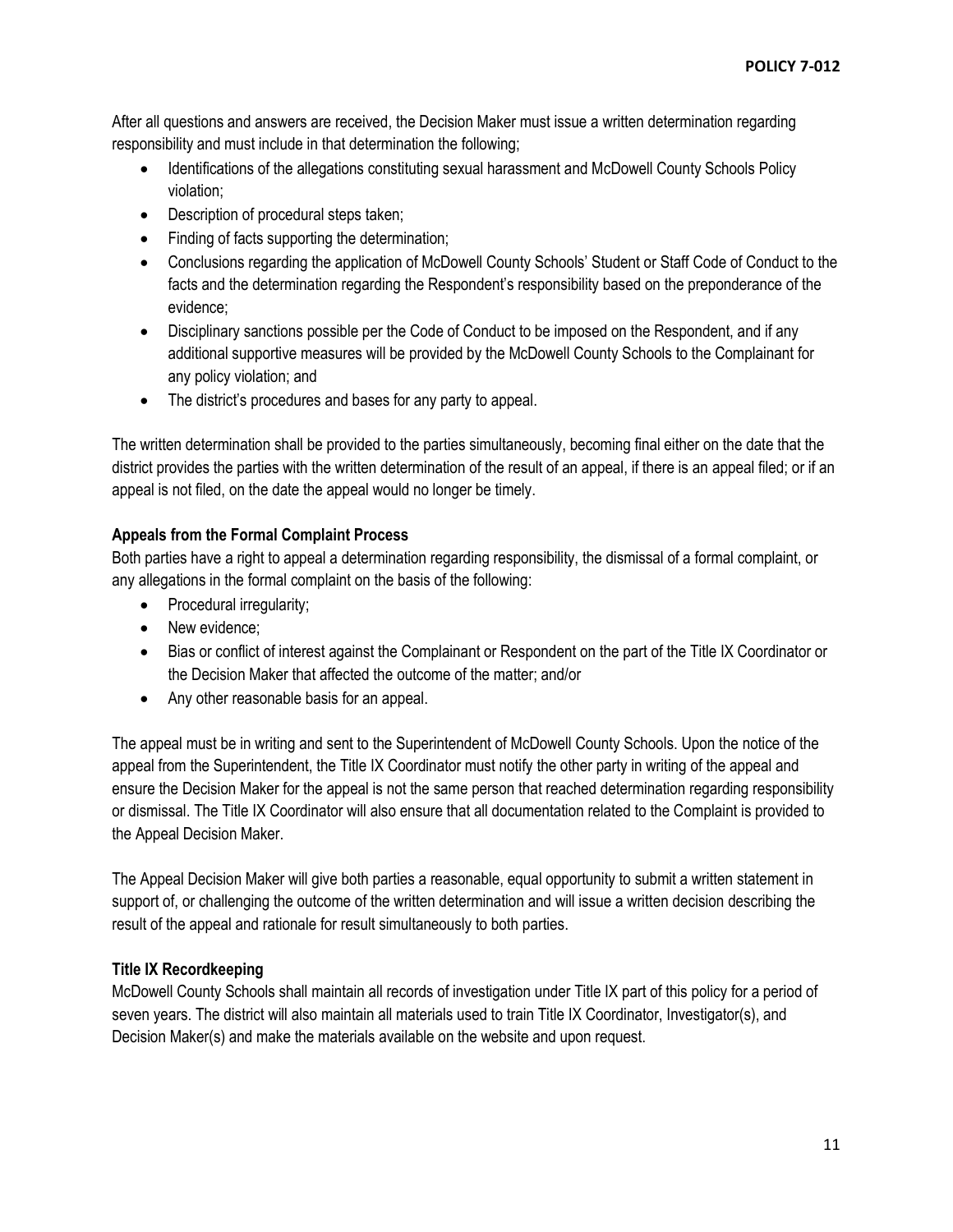After all questions and answers are received, the Decision Maker must issue a written determination regarding responsibility and must include in that determination the following;

- Identifications of the allegations constituting sexual harassment and McDowell County Schools Policy violation;
- Description of procedural steps taken;
- Finding of facts supporting the determination;
- Conclusions regarding the application of McDowell County Schools' Student or Staff Code of Conduct to the facts and the determination regarding the Respondent's responsibility based on the preponderance of the evidence;
- Disciplinary sanctions possible per the Code of Conduct to be imposed on the Respondent, and if any additional supportive measures will be provided by the McDowell County Schools to the Complainant for any policy violation; and
- The district's procedures and bases for any party to appeal.

The written determination shall be provided to the parties simultaneously, becoming final either on the date that the district provides the parties with the written determination of the result of an appeal, if there is an appeal filed; or if an appeal is not filed, on the date the appeal would no longer be timely.

**Appeals from the Formal Complaint Process**

Both parties have a right to appeal a determination regarding responsibility, the dismissal of a formal complaint, or any allegations in the formal complaint on the basis of the following:

- Procedural irregularity;
- New evidence;
- Bias or conflict of interest against the Complainant or Respondent on the part of the Title IX Coordinator or the Decision Maker that affected the outcome of the matter; and/or
- Any other reasonable basis for an appeal.

The appeal must be in writing and sent to the Superintendent of McDowell County Schools. Upon the notice of the appeal from the Superintendent, the Title IX Coordinator must notify the other party in writing of the appeal and ensure the Decision Maker for the appeal is not the same person that reached determination regarding responsibility or dismissal. The Title IX Coordinator will also ensure that all documentation related to the Complaint is provided to the Appeal Decision Maker.

The Appeal Decision Maker will give both parties a reasonable, equal opportunity to submit a written statement in support of, or challenging the outcome of the written determination and will issue a written decision describing the result of the appeal and rationale for result simultaneously to both parties.

**Title IX Recordkeeping**

McDowell County Schools shall maintain all records of investigation under Title IX part of this policy for a period of seven years. The district will also maintain all materials used to train Title IX Coordinator, Investigator(s), and Decision Maker(s) and make the materials available on the website and upon request.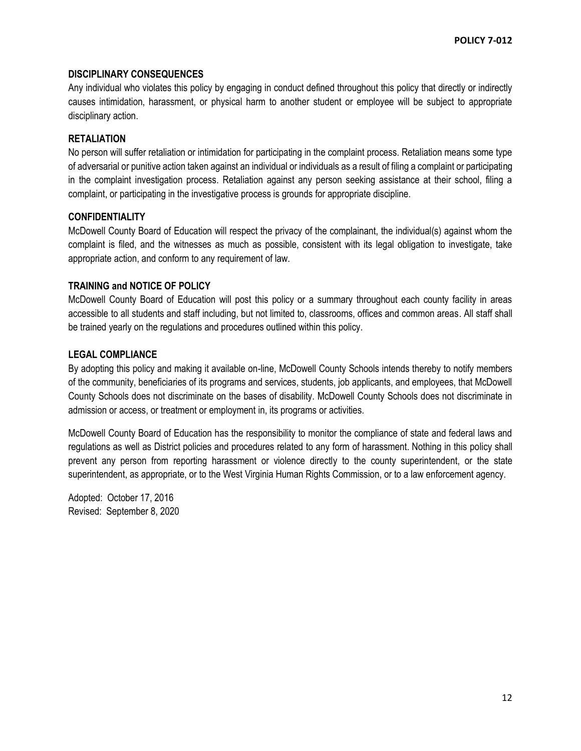## DISCIPLINARY CONSEQUENCES

Any individual who violates this policy by engaging in conduct defined throughout this policy that directly or indirectly causes intimidation, harassment, or physical harm to another student or employee will be subject to appropriate disciplinary action.

## RETALIATION

No person will suffer retaliation or intimidation for participating in the complaint process. Retaliation means some type of adversarial or punitive action taken against an individual or individuals as a result of filing a complaint or participating in the complaint investigation process. Retaliation against any person seeking assistance at their school, filing a complaint, or participating in the investigative process is grounds for appropriate discipline.

## CONFIDENTIALITY

McDowell County Board of Education will respect the privacy of the complainant, the individual(s) against whom the complaint is filed, and the witnesses as much as possible, consistent with its legal obligation to investigate, take appropriate action, and conform to any requirement of law.

## TRAINING and NOTICE OF POLICY

McDowell County Board of Education will post this policy or a summary throughout each county facility in areas accessible to all students and staff including, but not limited to, classrooms, offices and common areas. All staff shall be trained yearly on the regulations and procedures outlined within this policy.

## LEGAL COMPLIANCE

By adopting this policy and making it available on-line, McDowell County Schools intends thereby to notify members of the community, beneficiaries of its programs and services, students, job applicants, and employees, that McDowell County Schools does not discriminate on the bases of disability. McDowell County Schools does not discriminate in admission or access, or treatment or employment in, its programs or activities.

McDowell County Board of Education has the responsibility to monitor the compliance of state and federal laws and regulations as well as District policies and procedures related to any form of harassment. Nothing in this policy shall prevent any person from reporting harassment or violence directly to the county superintendent, or the state superintendent, as appropriate, or to the West Virginia Human Rights Commission, or to a law enforcement agency.

Adopted: October 17, 2016
Revised: September 8, 2020